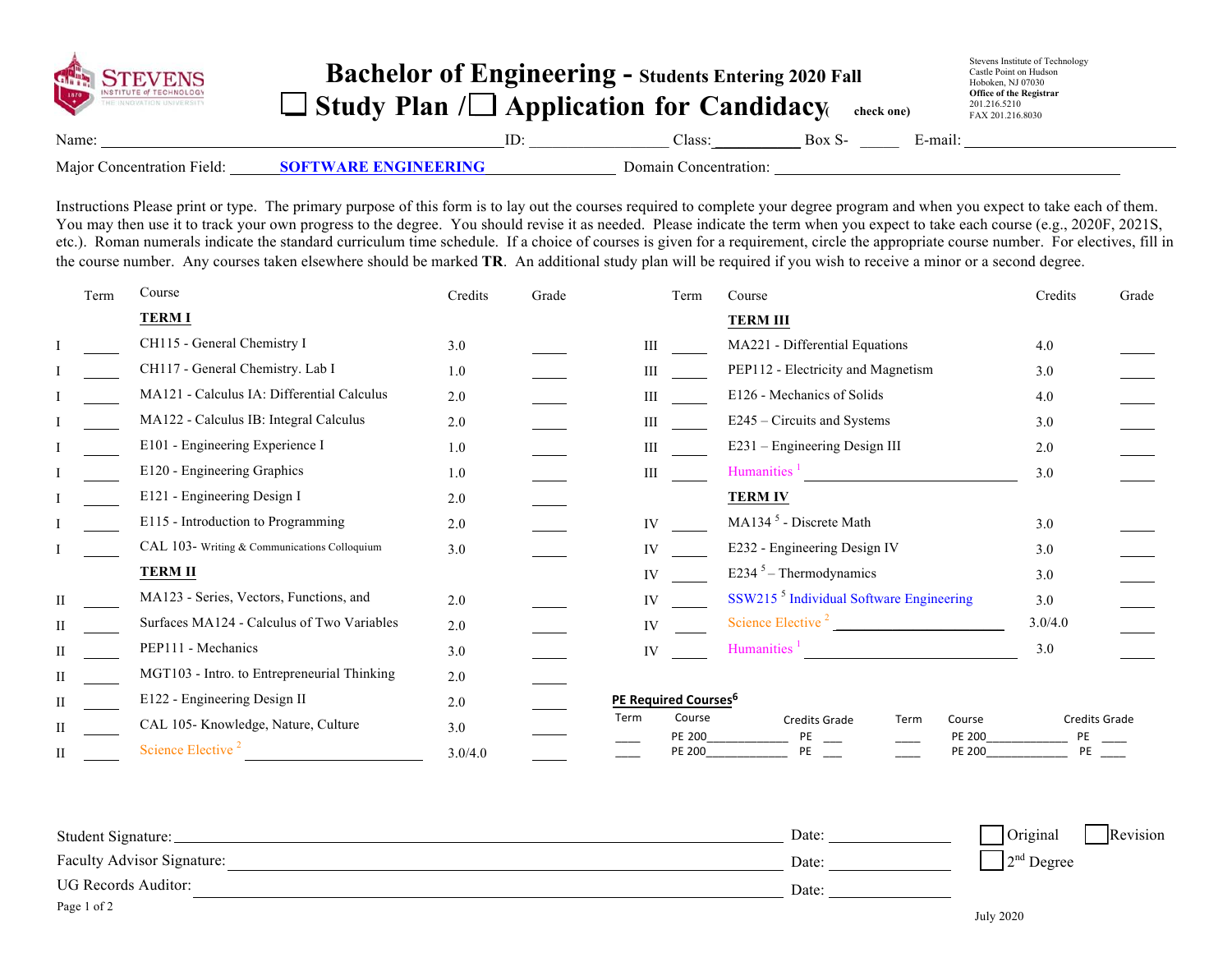Stevens Institute of Technology
Castle Point on Hudson
Hoboken, NJ 07030
**Office of the Registrar**
201.216.5210
FAX 201.216.8030

# Bachelor of Engineering - Students Entering 2020 Fall

## ☐ Study Plan / ☐ Application for Candidacy (check one)

Name: ______________________ ID: ______________ Class: __________ Box S- _____ E-mail: ______________________

Major Concentration Field: **SOFTWARE ENGINEERING** Domain Concentration: ______________________

Instructions Please print or type. The primary purpose of this form is to lay out the courses required to complete your degree program and when you expect to take each of them. You may then use it to track your own progress to the degree. You should revise it as needed. Please indicate the term when you expect to take each course (e.g., 2020F, 2021S, etc.). Roman numerals indicate the standard curriculum time schedule. If a choice of courses is given for a requirement, circle the appropriate course number. For electives, fill in the course number. Any courses taken elsewhere should be marked **TR**. An additional study plan will be required if you wish to receive a minor or a second degree.

| | Term | Course | Credits | Grade |
|---|---|---|---|---|
| | | **TERM I** | | |
| I | ____ | CH115 - General Chemistry I | 3.0 | ____ |
| I | ____ | CH117 - General Chemistry. Lab I | 1.0 | ____ |
| I | ____ | MA121 - Calculus IA: Differential Calculus | 2.0 | ____ |
| I | ____ | MA122 - Calculus IB: Integral Calculus | 2.0 | ____ |
| I | ____ | E101 - Engineering Experience I | 1.0 | ____ |
| I | ____ | E120 - Engineering Graphics | 1.0 | ____ |
| I | ____ | E121 - Engineering Design I | 2.0 | ____ |
| I | ____ | E115 - Introduction to Programming | 2.0 | ____ |
| I | ____ | CAL 103- Writing & Communications Colloquium | 3.0 | ____ |
| | | **TERM II** | | |
| II | ____ | MA123 - Series, Vectors, Functions, and | 2.0 | ____ |
| II | ____ | Surfaces MA124 - Calculus of Two Variables | 2.0 | ____ |
| II | ____ | PEP111 - Mechanics | 3.0 | ____ |
| II | ____ | MGT103 - Intro. to Entrepreneurial Thinking | 2.0 | ____ |
| II | ____ | E122 - Engineering Design II | 2.0 | ____ |
| II | ____ | CAL 105- Knowledge, Nature, Culture | 3.0 | ____ |
| II | ____ | Science Elective [2] ______________ | 3.0/4.0 | ____ |
| | | **TERM III** | | |
| III | ____ | MA221 - Differential Equations | 4.0 | ____ |
| III | ____ | PEP112 - Electricity and Magnetism | 3.0 | ____ |
| III | ____ | E126 - Mechanics of Solids | 4.0 | ____ |
| III | ____ | E245 – Circuits and Systems | 3.0 | ____ |
| III | ____ | E231 – Engineering Design III | 2.0 | ____ |
| III | ____ | Humanities [1] ______________ | 3.0 | ____ |
| | | **TERM IV** | | |
| IV | ____ | MA134 [5] - Discrete Math | 3.0 | ____ |
| IV | ____ | E232 - Engineering Design IV | 3.0 | ____ |
| IV | ____ | E234 [5] – Thermodynamics | 3.0 | ____ |
| IV | ____ | SSW215 [5] Individual Software Engineering | 3.0 | ____ |
| IV | ____ | Science Elective [2] ______________ | 3.0/4.0 | ____ |
| IV | ____ | Humanities [1] ______________ | 3.0 | ____ |

**PE Required Courses[6]**

| Term | Course | Credits | Grade | Term | Course | Credits | Grade |
|---|---|---|---|---|---|---|---|
| ____ | PE 200__________ | PE | ___ | ____ | PE 200__________ | PE | ___ |
| ____ | PE 200__________ | PE | ___ | ____ | PE 200__________ | PE | ___ |

Student Signature: ______________________ Date: __________ ☐ Original ☐ Revision

Faculty Advisor Signature: ______________________ Date: __________ ☐ 2nd Degree

UG Records Auditor: ______________________ Date: __________

July 2020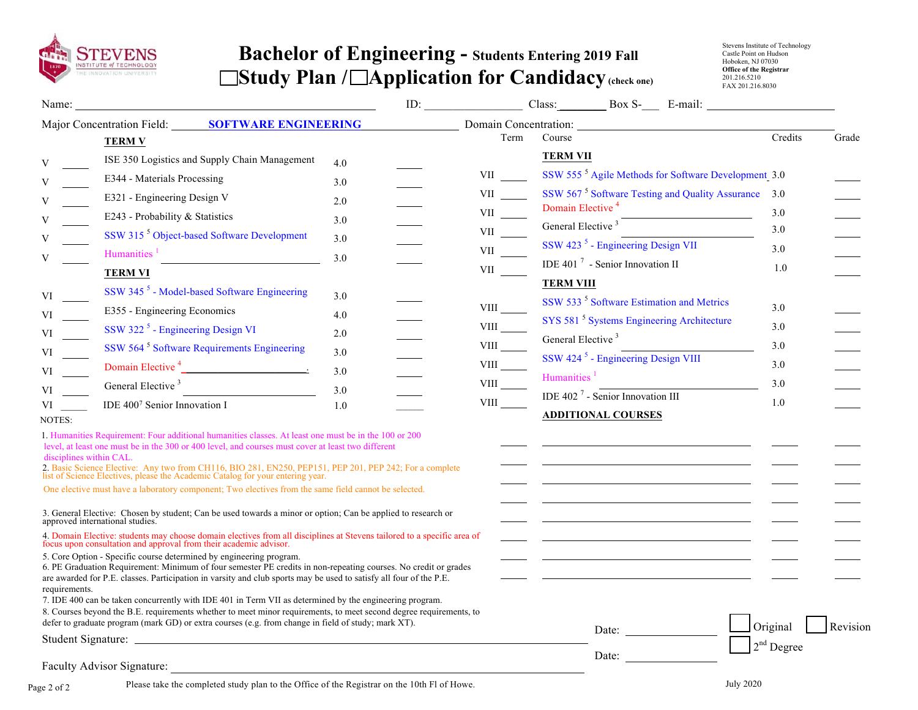# Bachelor of Engineering - Students Entering 2019 Fall

## ☐Study Plan / ☐Application for Candidacy (check one)

Stevens Institute of Technology
Castle Point on Hudson
Hoboken, NJ 07030
**Office of the Registrar**
201.216.5210
FAX 201.216.8030

Name: ______________________ ID: ____________ Class: ________ Box S-___ E-mail: ______________

Major Concentration Field: **SOFTWARE ENGINEERING** Domain Concentration: ______________________

### TERM V

| Term | | Course | Credits | Grade |
|---|---|---|---|---|
| V | ___ | ISE 350 Logistics and Supply Chain Management | 4.0 | ___ |
| V | ___ | E344 - Materials Processing | 3.0 | ___ |
| V | ___ | E321 - Engineering Design V | 2.0 | ___ |
| V | ___ | E243 - Probability & Statistics | 3.0 | ___ |
| V | ___ | SSW 315 [5] Object-based Software Development | 3.0 | ___ |
| V | ___ | Humanities [1] ______________ | 3.0 | ___ |

### TERM VI

| Term | | Course | Credits | Grade |
|---|---|---|---|---|
| VI | ___ | SSW 345 [5] - Model-based Software Engineering | 3.0 | ___ |
| VI | ___ | E355 - Engineering Economics | 4.0 | ___ |
| VI | ___ | SSW 322 [5] - Engineering Design VI | 2.0 | ___ |
| VI | ___ | SSW 564 [5] Software Requirements Engineering | 3.0 | ___ |
| VI | ___ | Domain Elective [4] ______________ | 3.0 | ___ |
| VI | ___ | General Elective [3] ______________ | 3.0 | ___ |
| VI | ___ | IDE 400[7] Senior Innovation I | 1.0 | ___ |

### TERM VII

| Term | | Course | Credits | Grade |
|---|---|---|---|---|
| VII | ___ | SSW 555 [5] Agile Methods for Software Development | 3.0 | ___ |
| VII | ___ | SSW 567 [5] Software Testing and Quality Assurance | 3.0 | ___ |
| VII | ___ | Domain Elective [4] ______________ | 3.0 | ___ |
| VII | ___ | General Elective [3] ______________ | 3.0 | ___ |
| VII | ___ | SSW 423 [5] - Engineering Design VII | 3.0 | ___ |
| VII | ___ | IDE 401 [7] - Senior Innovation II | 1.0 | ___ |

### TERM VIII

| Term | | Course | Credits | Grade |
|---|---|---|---|---|
| VIII | ___ | SSW 533 [5] Software Estimation and Metrics | 3.0 | ___ |
| VIII | ___ | SYS 581 [5] Systems Engineering Architecture | 3.0 | ___ |
| VIII | ___ | General Elective [3] ______________ | 3.0 | ___ |
| VIII | ___ | SSW 424 [5] - Engineering Design VIII | 3.0 | ___ |
| VIII | ___ | Humanities [1] ______________ | 3.0 | ___ |
| VIII | ___ | IDE 402 [7] - Senior Innovation III | 1.0 | ___ |

### ADDITIONAL COURSES

| Term | Course | Credits | Grade |
|---|---|---|---|
| ___ | ______________ | ___ | ___ |
| ___ | ______________ | ___ | ___ |
| ___ | ______________ | ___ | ___ |
| ___ | ______________ | ___ | ___ |
| ___ | ______________ | ___ | ___ |
| ___ | ______________ | ___ | ___ |
| ___ | ______________ | ___ | ___ |
| ___ | ______________ | ___ | ___ |

NOTES:

1. Humanities Requirement: Four additional humanities classes. At least one must be in the 100 or 200 level, at least one must be in the 300 or 400 level, and courses must cover at least two different disciplines within CAL.
2. Basic Science Elective: Any two from CH116, BIO 281, EN250, PEP151, PEP 201, PEP 242; For a complete list of Science Electives, please the Academic Catalog for your entering year.
   One elective must have a laboratory component; Two electives from the same field cannot be selected.
3. General Elective: Chosen by student; Can be used towards a minor or option; Can be applied to research or approved international studies.
4. Domain Elective: students may choose domain electives from all disciplines at Stevens tailored to a specific area of focus upon consultation and approval from their academic advisor.
5. Core Option - Specific course determined by engineering program.
6. PE Graduation Requirement: Minimum of four semester PE credits in non-repeating courses. No credit or grades are awarded for P.E. classes. Participation in varsity and club sports may be used to satisfy all four of the P.E. requirements.
7. IDE 400 can be taken concurrently with IDE 401 in Term VII as determined by the engineering program.
8. Courses beyond the B.E. requirements whether to meet minor requirements, to meet second degree requirements, to defer to graduate program (mark GD) or extra courses (e.g. from change in field of study; mark XT).

Student Signature: ______________________ Date: ____________

Faculty Advisor Signature: ______________________ Date: ____________

☐ Original ☐ Revision ☐ 2nd Degree

Please take the completed study plan to the Office of the Registrar on the 10th Fl of Howe.

July 2020